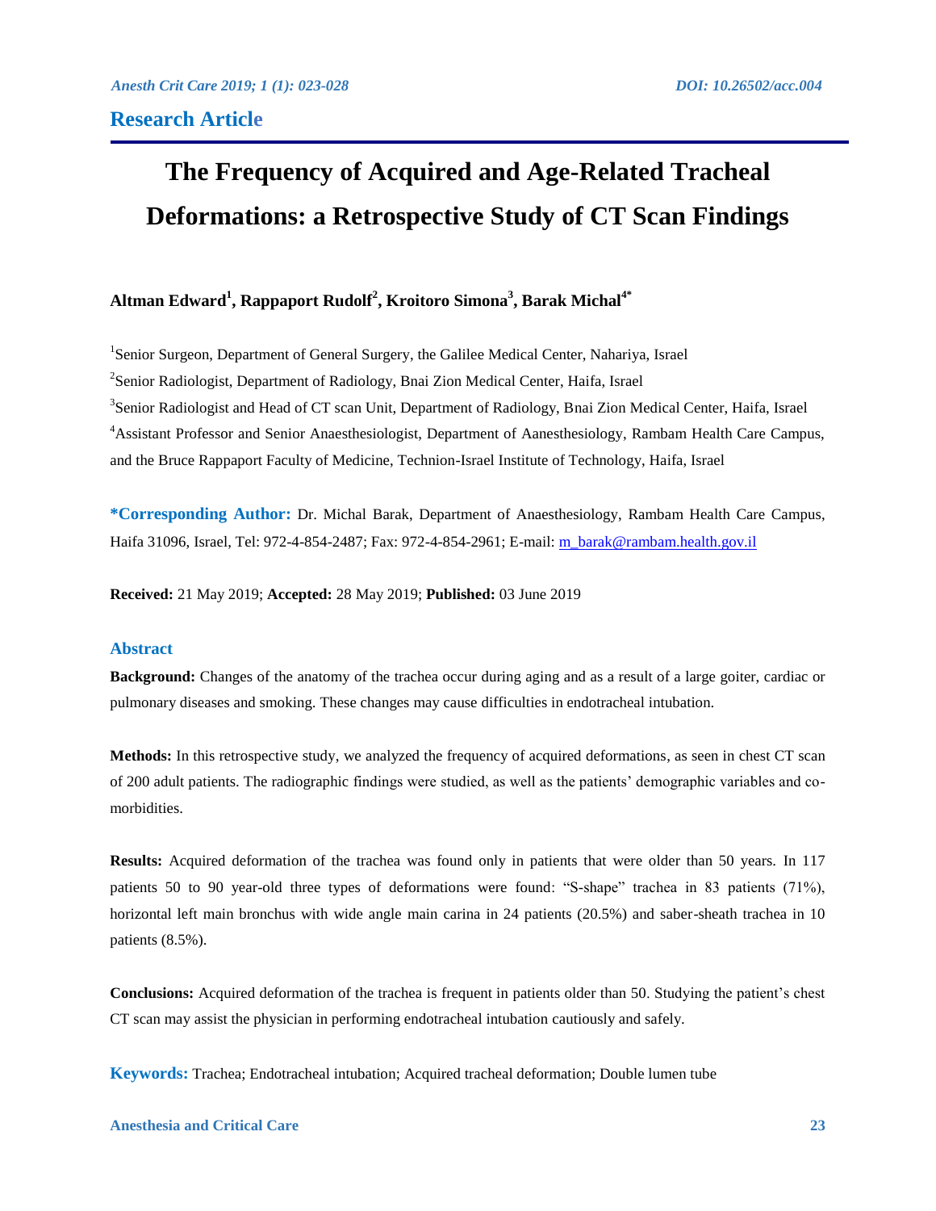**Research Article**

# The Frequency of Acquired and Age-Related Tracheal Deformations: a Retrospective Study of CT Scan Findings

**Altman Edward[1], Rappaport Rudolf[2], Kroitoro Simona[3], Barak Michal[4*]**

[1]Senior Surgeon, Department of General Surgery, the Galilee Medical Center, Nahariya, Israel

[2]Senior Radiologist, Department of Radiology, Bnai Zion Medical Center, Haifa, Israel

[3]Senior Radiologist and Head of CT scan Unit, Department of Radiology, Bnai Zion Medical Center, Haifa, Israel

[4]Assistant Professor and Senior Anaesthesiologist, Department of Aanesthesiology, Rambam Health Care Campus, and the Bruce Rappaport Faculty of Medicine, Technion-Israel Institute of Technology, Haifa, Israel

**\*Corresponding Author:** Dr. Michal Barak, Department of Anaesthesiology, Rambam Health Care Campus, Haifa 31096, Israel, Tel: 972-4-854-2487; Fax: 972-4-854-2961; E-mail: m_barak@rambam.health.gov.il

**Received:** 21 May 2019; **Accepted:** 28 May 2019; **Published:** 03 June 2019

## Abstract

**Background:** Changes of the anatomy of the trachea occur during aging and as a result of a large goiter, cardiac or pulmonary diseases and smoking. These changes may cause difficulties in endotracheal intubation.

**Methods:** In this retrospective study, we analyzed the frequency of acquired deformations, as seen in chest CT scan of 200 adult patients. The radiographic findings were studied, as well as the patients' demographic variables and co-morbidities.

**Results:** Acquired deformation of the trachea was found only in patients that were older than 50 years. In 117 patients 50 to 90 year-old three types of deformations were found: "S-shape" trachea in 83 patients (71%), horizontal left main bronchus with wide angle main carina in 24 patients (20.5%) and saber-sheath trachea in 10 patients (8.5%).

**Conclusions:** Acquired deformation of the trachea is frequent in patients older than 50. Studying the patient's chest CT scan may assist the physician in performing endotracheal intubation cautiously and safely.

**Keywords:** Trachea; Endotracheal intubation; Acquired tracheal deformation; Double lumen tube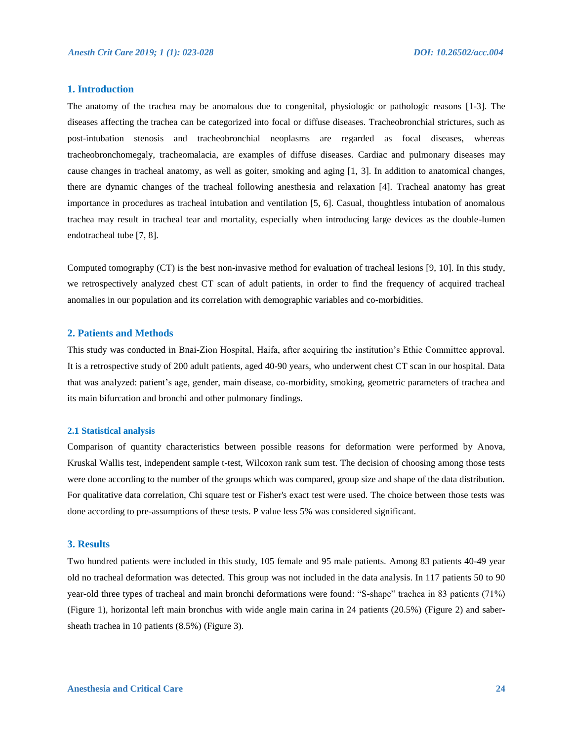## 1. Introduction

The anatomy of the trachea may be anomalous due to congenital, physiologic or pathologic reasons [1-3]. The diseases affecting the trachea can be categorized into focal or diffuse diseases. Tracheobronchial strictures, such as post-intubation stenosis and tracheobronchial neoplasms are regarded as focal diseases, whereas tracheobronchomegaly, tracheomalacia, are examples of diffuse diseases. Cardiac and pulmonary diseases may cause changes in tracheal anatomy, as well as goiter, smoking and aging [1, 3]. In addition to anatomical changes, there are dynamic changes of the tracheal following anesthesia and relaxation [4]. Tracheal anatomy has great importance in procedures as tracheal intubation and ventilation [5, 6]. Casual, thoughtless intubation of anomalous trachea may result in tracheal tear and mortality, especially when introducing large devices as the double-lumen endotracheal tube [7, 8].

Computed tomography (CT) is the best non-invasive method for evaluation of tracheal lesions [9, 10]. In this study, we retrospectively analyzed chest CT scan of adult patients, in order to find the frequency of acquired tracheal anomalies in our population and its correlation with demographic variables and co-morbidities.

## 2. Patients and Methods

This study was conducted in Bnai-Zion Hospital, Haifa, after acquiring the institution's Ethic Committee approval. It is a retrospective study of 200 adult patients, aged 40-90 years, who underwent chest CT scan in our hospital. Data that was analyzed: patient's age, gender, main disease, co-morbidity, smoking, geometric parameters of trachea and its main bifurcation and bronchi and other pulmonary findings.

### 2.1 Statistical analysis

Comparison of quantity characteristics between possible reasons for deformation were performed by Anova, Kruskal Wallis test, independent sample t-test, Wilcoxon rank sum test. The decision of choosing among those tests were done according to the number of the groups which was compared, group size and shape of the data distribution. For qualitative data correlation, Chi square test or Fisher's exact test were used. The choice between those tests was done according to pre-assumptions of these tests. P value less 5% was considered significant.

## 3. Results

Two hundred patients were included in this study, 105 female and 95 male patients. Among 83 patients 40-49 year old no tracheal deformation was detected. This group was not included in the data analysis. In 117 patients 50 to 90 year-old three types of tracheal and main bronchi deformations were found: "S-shape" trachea in 83 patients (71%) (Figure 1), horizontal left main bronchus with wide angle main carina in 24 patients (20.5%) (Figure 2) and saber-sheath trachea in 10 patients (8.5%) (Figure 3).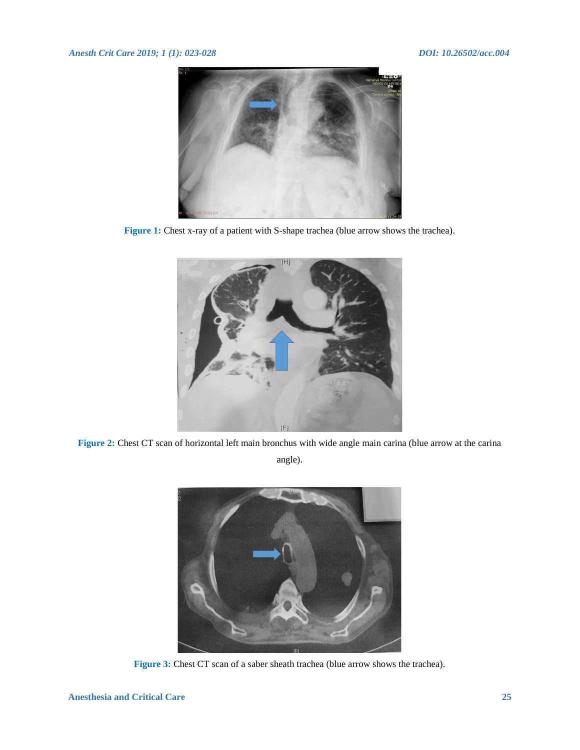**Figure 1:** Chest x-ray of a patient with S-shape trachea (blue arrow shows the trachea).

**Figure 2:** Chest CT scan of horizontal left main bronchus with wide angle main carina (blue arrow at the carina angle).

**Figure 3:** Chest CT scan of a saber sheath trachea (blue arrow shows the trachea).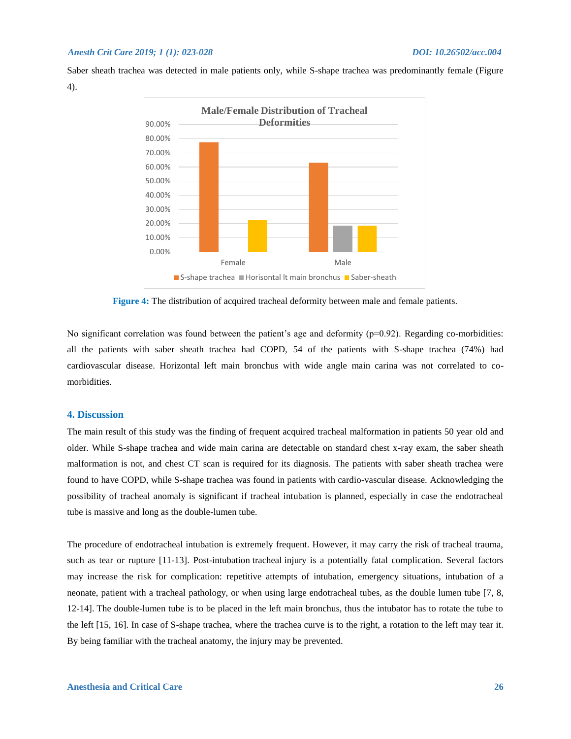Saber sheath trachea was detected in male patients only, while S-shape trachea was predominantly female (Figure 4).

**Figure 4:** The distribution of acquired tracheal deformity between male and female patients.

No significant correlation was found between the patient's age and deformity (p=0.92). Regarding co-morbidities: all the patients with saber sheath trachea had COPD, 54 of the patients with S-shape trachea (74%) had cardiovascular disease. Horizontal left main bronchus with wide angle main carina was not correlated to co-morbidities.

## 4. Discussion

The main result of this study was the finding of frequent acquired tracheal malformation in patients 50 year old and older. While S-shape trachea and wide main carina are detectable on standard chest x-ray exam, the saber sheath malformation is not, and chest CT scan is required for its diagnosis. The patients with saber sheath trachea were found to have COPD, while S-shape trachea was found in patients with cardio-vascular disease. Acknowledging the possibility of tracheal anomaly is significant if tracheal intubation is planned, especially in case the endotracheal tube is massive and long as the double-lumen tube.

The procedure of endotracheal intubation is extremely frequent. However, it may carry the risk of tracheal trauma, such as tear or rupture [11-13]. Post-intubation tracheal injury is a potentially fatal complication. Several factors may increase the risk for complication: repetitive attempts of intubation, emergency situations, intubation of a neonate, patient with a tracheal pathology, or when using large endotracheal tubes, as the double lumen tube [7, 8, 12-14]. The double-lumen tube is to be placed in the left main bronchus, thus the intubator has to rotate the tube to the left [15, 16]. In case of S-shape trachea, where the trachea curve is to the right, a rotation to the left may tear it. By being familiar with the tracheal anatomy, the injury may be prevented.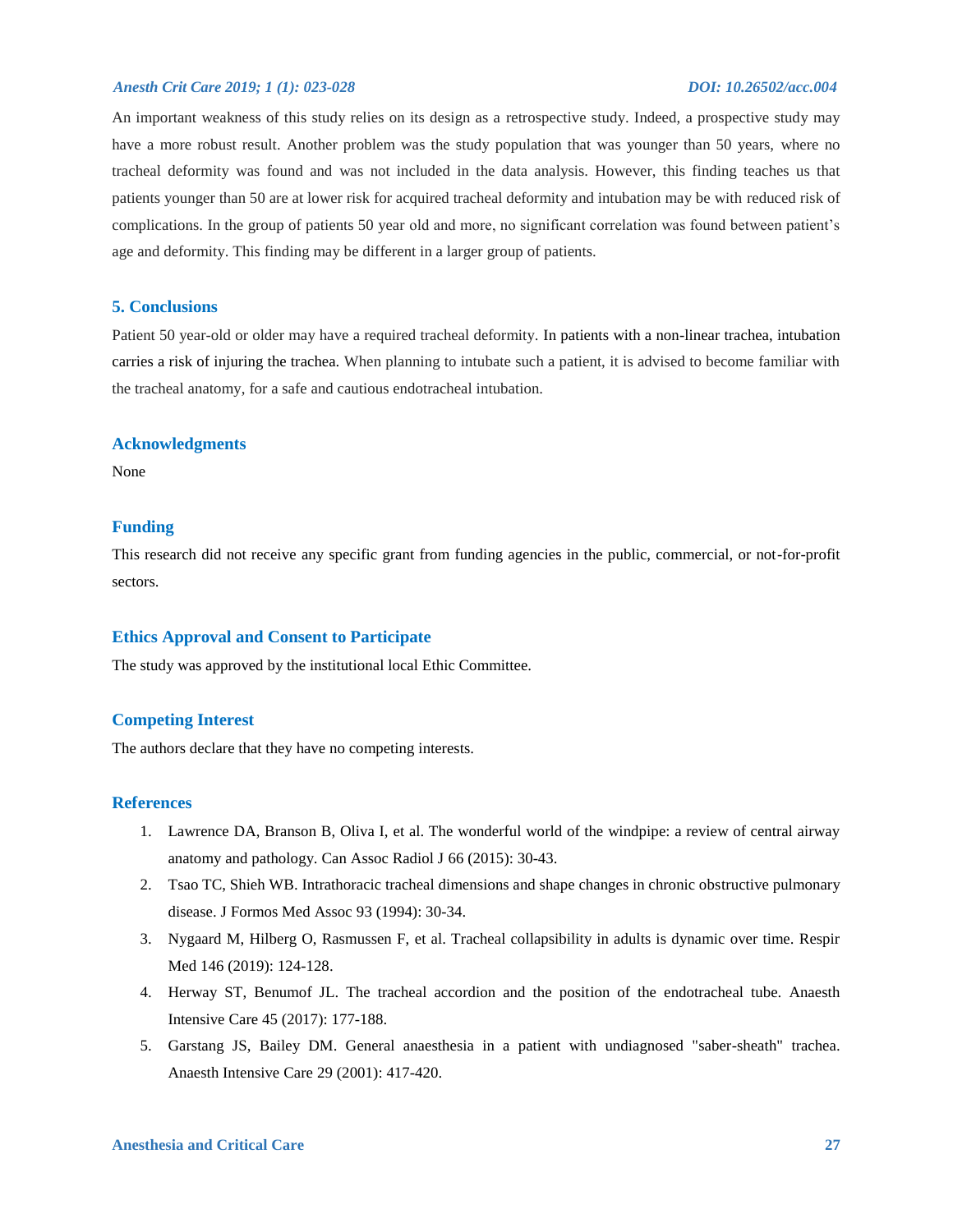An important weakness of this study relies on its design as a retrospective study. Indeed, a prospective study may have a more robust result. Another problem was the study population that was younger than 50 years, where no tracheal deformity was found and was not included in the data analysis. However, this finding teaches us that patients younger than 50 are at lower risk for acquired tracheal deformity and intubation may be with reduced risk of complications. In the group of patients 50 year old and more, no significant correlation was found between patient's age and deformity. This finding may be different in a larger group of patients.

## 5. Conclusions

Patient 50 year-old or older may have a required tracheal deformity. In patients with a non-linear trachea, intubation carries a risk of injuring the trachea. When planning to intubate such a patient, it is advised to become familiar with the tracheal anatomy, for a safe and cautious endotracheal intubation.

## Acknowledgments

None

## Funding

This research did not receive any specific grant from funding agencies in the public, commercial, or not-for-profit sectors.

## Ethics Approval and Consent to Participate

The study was approved by the institutional local Ethic Committee.

## Competing Interest

The authors declare that they have no competing interests.

## References

1. Lawrence DA, Branson B, Oliva I, et al. The wonderful world of the windpipe: a review of central airway anatomy and pathology. Can Assoc Radiol J 66 (2015): 30-43.
2. Tsao TC, Shieh WB. Intrathoracic tracheal dimensions and shape changes in chronic obstructive pulmonary disease. J Formos Med Assoc 93 (1994): 30-34.
3. Nygaard M, Hilberg O, Rasmussen F, et al. Tracheal collapsibility in adults is dynamic over time. Respir Med 146 (2019): 124-128.
4. Herway ST, Benumof JL. The tracheal accordion and the position of the endotracheal tube. Anaesth Intensive Care 45 (2017): 177-188.
5. Garstang JS, Bailey DM. General anaesthesia in a patient with undiagnosed "saber-sheath" trachea. Anaesth Intensive Care 29 (2001): 417-420.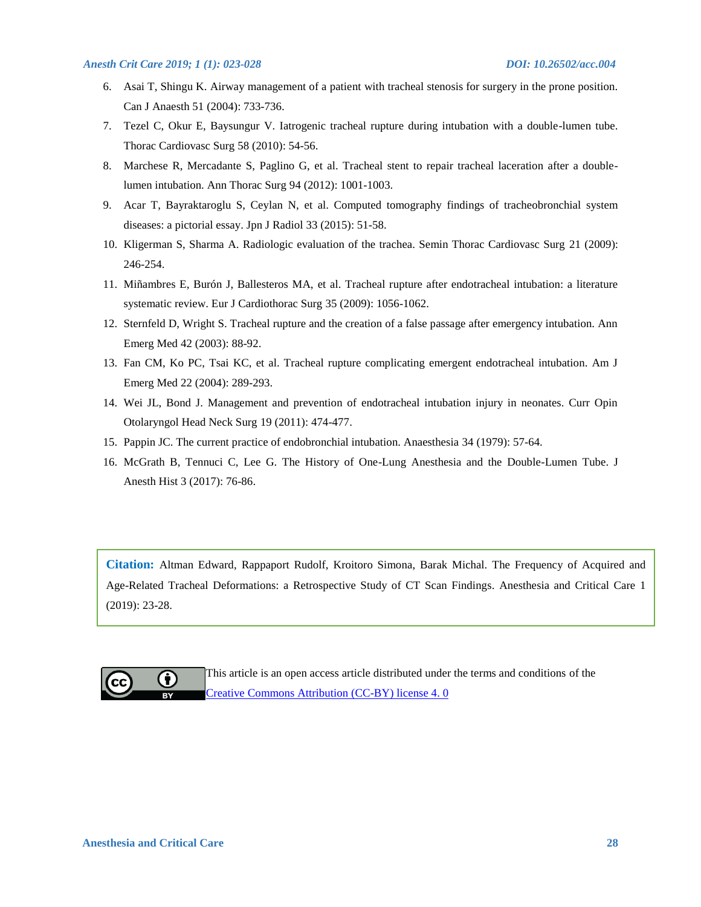6. Asai T, Shingu K. Airway management of a patient with tracheal stenosis for surgery in the prone position. Can J Anaesth 51 (2004): 733-736.
7. Tezel C, Okur E, Baysungur V. Iatrogenic tracheal rupture during intubation with a double-lumen tube. Thorac Cardiovasc Surg 58 (2010): 54-56.
8. Marchese R, Mercadante S, Paglino G, et al. Tracheal stent to repair tracheal laceration after a double-lumen intubation. Ann Thorac Surg 94 (2012): 1001-1003.
9. Acar T, Bayraktaroglu S, Ceylan N, et al. Computed tomography findings of tracheobronchial system diseases: a pictorial essay. Jpn J Radiol 33 (2015): 51-58.
10. Kligerman S, Sharma A. Radiologic evaluation of the trachea. Semin Thorac Cardiovasc Surg 21 (2009): 246-254.
11. Miñambres E, Burón J, Ballesteros MA, et al. Tracheal rupture after endotracheal intubation: a literature systematic review. Eur J Cardiothorac Surg 35 (2009): 1056-1062.
12. Sternfeld D, Wright S. Tracheal rupture and the creation of a false passage after emergency intubation. Ann Emerg Med 42 (2003): 88-92.
13. Fan CM, Ko PC, Tsai KC, et al. Tracheal rupture complicating emergent endotracheal intubation. Am J Emerg Med 22 (2004): 289-293.
14. Wei JL, Bond J. Management and prevention of endotracheal intubation injury in neonates. Curr Opin Otolaryngol Head Neck Surg 19 (2011): 474-477.
15. Pappin JC. The current practice of endobronchial intubation. Anaesthesia 34 (1979): 57-64.
16. McGrath B, Tennuci C, Lee G. The History of One-Lung Anesthesia and the Double-Lumen Tube. J Anesth Hist 3 (2017): 76-86.

**Citation:** Altman Edward, Rappaport Rudolf, Kroitoro Simona, Barak Michal. The Frequency of Acquired and Age-Related Tracheal Deformations: a Retrospective Study of CT Scan Findings. Anesthesia and Critical Care 1 (2019): 23-28.

This article is an open access article distributed under the terms and conditions of the [Creative Commons Attribution (CC-BY) license 4. 0]